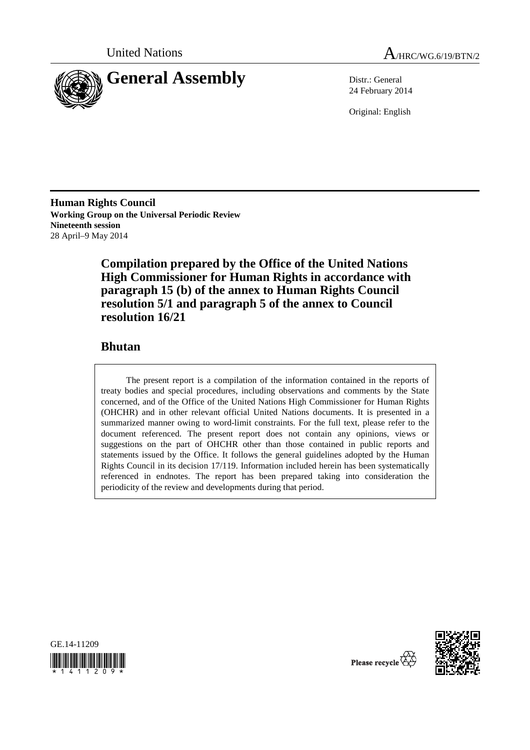United Nations A/HRC/WG.6/19/BTN/2

# General Assembly

Distr.: General
24 February 2014

Original: English

**Human Rights Council**
**Working Group on the Universal Periodic Review**
**Nineteenth session**
28 April–9 May 2014

## Compilation prepared by the Office of the United Nations High Commissioner for Human Rights in accordance with paragraph 15 (b) of the annex to Human Rights Council resolution 5/1 and paragraph 5 of the annex to Council resolution 16/21

## Bhutan

The present report is a compilation of the information contained in the reports of treaty bodies and special procedures, including observations and comments by the State concerned, and of the Office of the United Nations High Commissioner for Human Rights (OHCHR) and in other relevant official United Nations documents. It is presented in a summarized manner owing to word-limit constraints. For the full text, please refer to the document referenced. The present report does not contain any opinions, views or suggestions on the part of OHCHR other than those contained in public reports and statements issued by the Office. It follows the general guidelines adopted by the Human Rights Council in its decision 17/119. Information included herein has been systematically referenced in endnotes. The report has been prepared taking into consideration the periodicity of the review and developments during that period.

GE.14-11209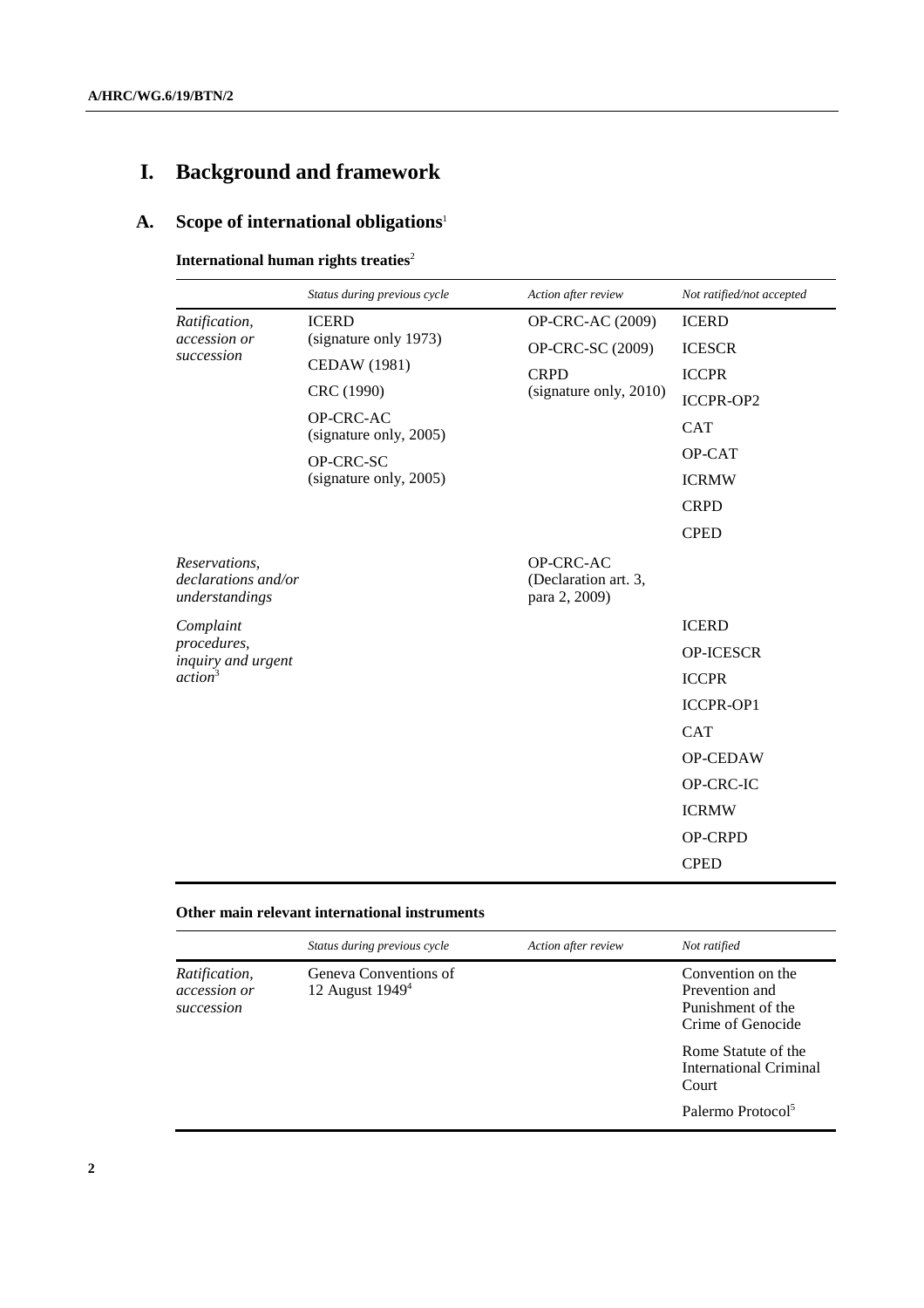# I. Background and framework

## A. Scope of international obligations[1]

**International human rights treaties**[2]

| | *Status during previous cycle* | *Action after review* | *Not ratified/not accepted* |
|---|---|---|---|
| *Ratification, accession or succession* | ICERD (signature only 1973) | OP-CRC-AC (2009) | ICERD |
| | CEDAW (1981) | OP-CRC-SC (2009) | ICESCR |
| | CRC (1990) | CRPD (signature only, 2010) | ICCPR |
| | OP-CRC-AC (signature only, 2005) | | ICCPR-OP2 |
| | OP-CRC-SC (signature only, 2005) | | CAT |
| | | | OP-CAT |
| | | | ICRMW |
| | | | CRPD |
| | | | CPED |
| *Reservations, declarations and/or understandings* | | OP-CRC-AC (Declaration art. 3, para 2, 2009) | |
| *Complaint procedures, inquiry and urgent action*[3] | | | ICERD |
| | | | OP-ICESCR |
| | | | ICCPR |
| | | | ICCPR-OP1 |
| | | | CAT |
| | | | OP-CEDAW |
| | | | OP-CRC-IC |
| | | | ICRMW |
| | | | OP-CRPD |
| | | | CPED |

**Other main relevant international instruments**

| | *Status during previous cycle* | *Action after review* | *Not ratified* |
|---|---|---|---|
| *Ratification, accession or succession* | Geneva Conventions of 12 August 1949[4] | | Convention on the Prevention and Punishment of the Crime of Genocide |
| | | | Rome Statute of the International Criminal Court |
| | | | Palermo Protocol[5] |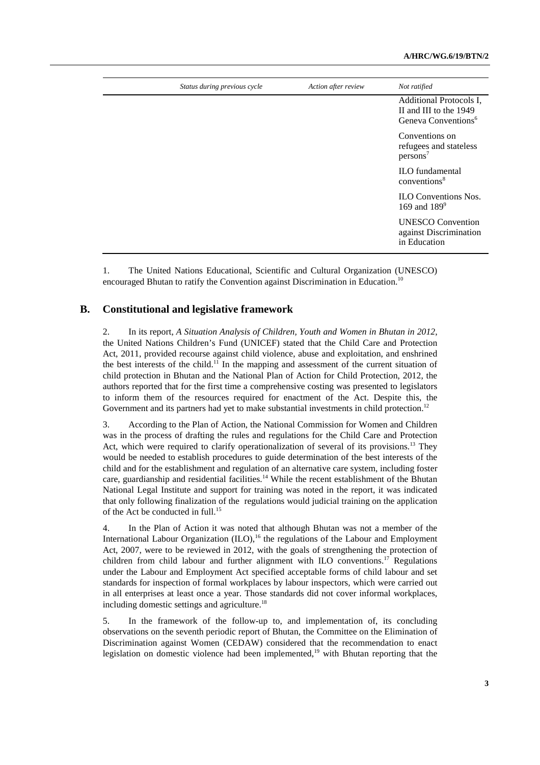| Status during previous cycle | Action after review | Not ratified |
| --- | --- | --- |
| | | Additional Protocols I, II and III to the 1949 Geneva Conventions[6] |
| | | Conventions on refugees and stateless persons[7] |
| | | ILO fundamental conventions[8] |
| | | ILO Conventions Nos. 169 and 189[9] |
| | | UNESCO Convention against Discrimination in Education |

1. The United Nations Educational, Scientific and Cultural Organization (UNESCO) encouraged Bhutan to ratify the Convention against Discrimination in Education.[10]

## B. Constitutional and legislative framework

2. In its report, *A Situation Analysis of Children, Youth and Women in Bhutan in 2012*, the United Nations Children's Fund (UNICEF) stated that the Child Care and Protection Act, 2011, provided recourse against child violence, abuse and exploitation, and enshrined the best interests of the child.[11] In the mapping and assessment of the current situation of child protection in Bhutan and the National Plan of Action for Child Protection, 2012, the authors reported that for the first time a comprehensive costing was presented to legislators to inform them of the resources required for enactment of the Act. Despite this, the Government and its partners had yet to make substantial investments in child protection.[12]

3. According to the Plan of Action, the National Commission for Women and Children was in the process of drafting the rules and regulations for the Child Care and Protection Act, which were required to clarify operationalization of several of its provisions.[13] They would be needed to establish procedures to guide determination of the best interests of the child and for the establishment and regulation of an alternative care system, including foster care, guardianship and residential facilities.[14] While the recent establishment of the Bhutan National Legal Institute and support for training was noted in the report, it was indicated that only following finalization of the regulations would judicial training on the application of the Act be conducted in full.[15]

4. In the Plan of Action it was noted that although Bhutan was not a member of the International Labour Organization (ILO),[16] the regulations of the Labour and Employment Act, 2007, were to be reviewed in 2012, with the goals of strengthening the protection of children from child labour and further alignment with ILO conventions.[17] Regulations under the Labour and Employment Act specified acceptable forms of child labour and set standards for inspection of formal workplaces by labour inspectors, which were carried out in all enterprises at least once a year. Those standards did not cover informal workplaces, including domestic settings and agriculture.[18]

5. In the framework of the follow-up to, and implementation of, its concluding observations on the seventh periodic report of Bhutan, the Committee on the Elimination of Discrimination against Women (CEDAW) considered that the recommendation to enact legislation on domestic violence had been implemented,[19] with Bhutan reporting that the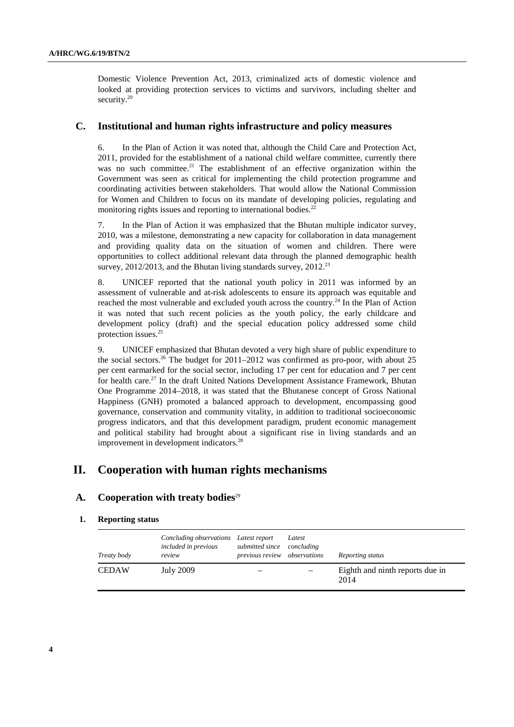Domestic Violence Prevention Act, 2013, criminalized acts of domestic violence and looked at providing protection services to victims and survivors, including shelter and security.[20]

## C. Institutional and human rights infrastructure and policy measures

6. In the Plan of Action it was noted that, although the Child Care and Protection Act, 2011, provided for the establishment of a national child welfare committee, currently there was no such committee.[21] The establishment of an effective organization within the Government was seen as critical for implementing the child protection programme and coordinating activities between stakeholders. That would allow the National Commission for Women and Children to focus on its mandate of developing policies, regulating and monitoring rights issues and reporting to international bodies.[22]

7. In the Plan of Action it was emphasized that the Bhutan multiple indicator survey, 2010, was a milestone, demonstrating a new capacity for collaboration in data management and providing quality data on the situation of women and children. There were opportunities to collect additional relevant data through the planned demographic health survey, 2012/2013, and the Bhutan living standards survey, 2012.[23]

8. UNICEF reported that the national youth policy in 2011 was informed by an assessment of vulnerable and at-risk adolescents to ensure its approach was equitable and reached the most vulnerable and excluded youth across the country.[24] In the Plan of Action it was noted that such recent policies as the youth policy, the early childcare and development policy (draft) and the special education policy addressed some child protection issues.[25]

9. UNICEF emphasized that Bhutan devoted a very high share of public expenditure to the social sectors.[26] The budget for 2011–2012 was confirmed as pro-poor, with about 25 per cent earmarked for the social sector, including 17 per cent for education and 7 per cent for health care.[27] In the draft United Nations Development Assistance Framework, Bhutan One Programme 2014–2018, it was stated that the Bhutanese concept of Gross National Happiness (GNH) promoted a balanced approach to development, encompassing good governance, conservation and community vitality, in addition to traditional socioeconomic progress indicators, and that this development paradigm, prudent economic management and political stability had brought about a significant rise in living standards and an improvement in development indicators.[28]

# II. Cooperation with human rights mechanisms

## A. Cooperation with treaty bodies[29]

### 1. Reporting status

| *Treaty body* | *Concluding observations included in previous review* | *Latest report submitted since previous review* | *Latest concluding observations* | *Reporting status* |
|---|---|---|---|---|
| CEDAW | July 2009 | – | – | Eighth and ninth reports due in 2014 |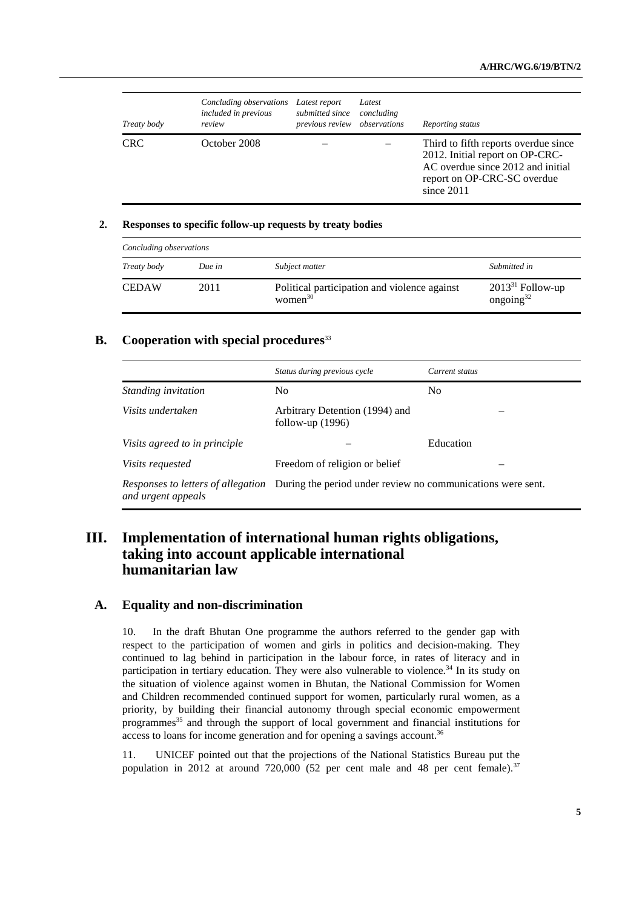| *Treaty body* | *Concluding observations included in previous review* | *Latest report submitted since previous review* | *Latest concluding observations* | *Reporting status* |
|---|---|---|---|---|
| CRC | October 2008 | – | – | Third to fifth reports overdue since 2012. Initial report on OP-CRC-AC overdue since 2012 and initial report on OP-CRC-SC overdue since 2011 |

## 2. Responses to specific follow-up requests by treaty bodies

*Concluding observations*

| *Treaty body* | *Due in* | *Subject matter* | *Submitted in* |
|---|---|---|---|
| CEDAW | 2011 | Political participation and violence against women[30] | 2013[31] Follow-up ongoing[32] |

## B. Cooperation with special procedures[33]

| | *Status during previous cycle* | *Current status* |
|---|---|---|
| *Standing invitation* | No | No |
| *Visits undertaken* | Arbitrary Detention (1994) and follow-up (1996) | – |
| *Visits agreed to in principle* | – | Education |
| *Visits requested* | Freedom of religion or belief | – |
| *Responses to letters of allegation and urgent appeals* | During the period under review no communications were sent. | |

# III. Implementation of international human rights obligations, taking into account applicable international humanitarian law

## A. Equality and non-discrimination

10. In the draft Bhutan One programme the authors referred to the gender gap with respect to the participation of women and girls in politics and decision-making. They continued to lag behind in participation in the labour force, in rates of literacy and in participation in tertiary education. They were also vulnerable to violence.[34] In its study on the situation of violence against women in Bhutan, the National Commission for Women and Children recommended continued support for women, particularly rural women, as a priority, by building their financial autonomy through special economic empowerment programmes[35] and through the support of local government and financial institutions for access to loans for income generation and for opening a savings account.[36]

11. UNICEF pointed out that the projections of the National Statistics Bureau put the population in 2012 at around 720,000 (52 per cent male and 48 per cent female).[37]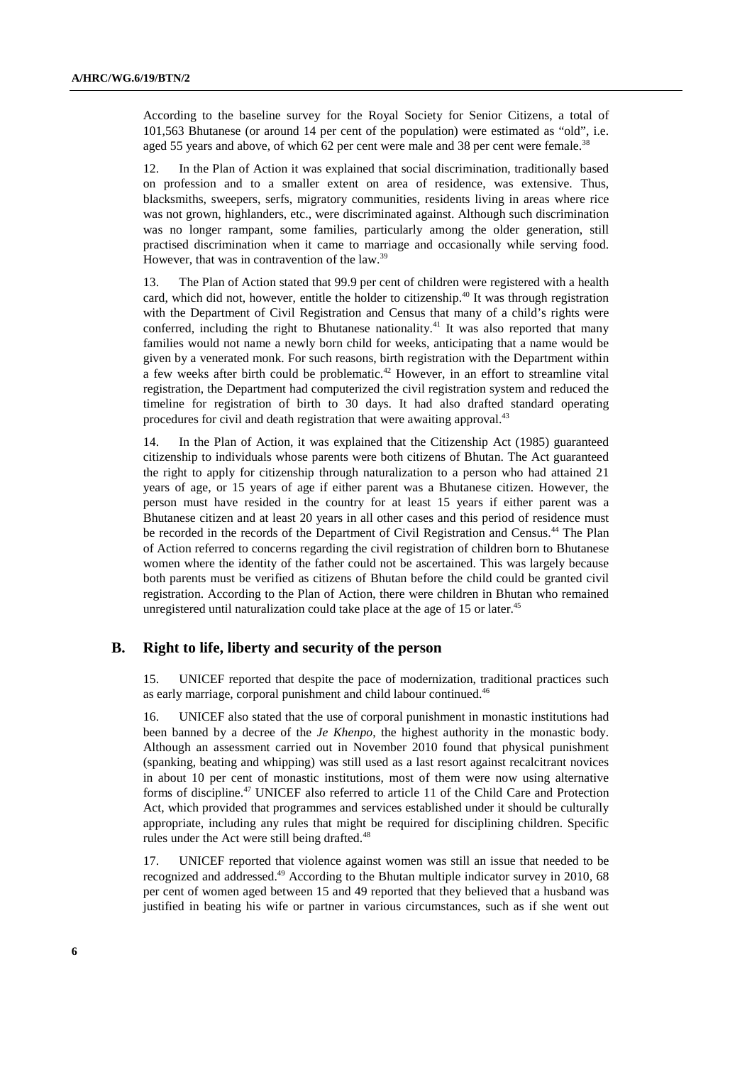According to the baseline survey for the Royal Society for Senior Citizens, a total of 101,563 Bhutanese (or around 14 per cent of the population) were estimated as "old", i.e. aged 55 years and above, of which 62 per cent were male and 38 per cent were female.[38]

12. In the Plan of Action it was explained that social discrimination, traditionally based on profession and to a smaller extent on area of residence, was extensive. Thus, blacksmiths, sweepers, serfs, migratory communities, residents living in areas where rice was not grown, highlanders, etc., were discriminated against. Although such discrimination was no longer rampant, some families, particularly among the older generation, still practised discrimination when it came to marriage and occasionally while serving food. However, that was in contravention of the law.[39]

13. The Plan of Action stated that 99.9 per cent of children were registered with a health card, which did not, however, entitle the holder to citizenship.[40] It was through registration with the Department of Civil Registration and Census that many of a child's rights were conferred, including the right to Bhutanese nationality.[41] It was also reported that many families would not name a newly born child for weeks, anticipating that a name would be given by a venerated monk. For such reasons, birth registration with the Department within a few weeks after birth could be problematic.[42] However, in an effort to streamline vital registration, the Department had computerized the civil registration system and reduced the timeline for registration of birth to 30 days. It had also drafted standard operating procedures for civil and death registration that were awaiting approval.[43]

14. In the Plan of Action, it was explained that the Citizenship Act (1985) guaranteed citizenship to individuals whose parents were both citizens of Bhutan. The Act guaranteed the right to apply for citizenship through naturalization to a person who had attained 21 years of age, or 15 years of age if either parent was a Bhutanese citizen. However, the person must have resided in the country for at least 15 years if either parent was a Bhutanese citizen and at least 20 years in all other cases and this period of residence must be recorded in the records of the Department of Civil Registration and Census.[44] The Plan of Action referred to concerns regarding the civil registration of children born to Bhutanese women where the identity of the father could not be ascertained. This was largely because both parents must be verified as citizens of Bhutan before the child could be granted civil registration. According to the Plan of Action, there were children in Bhutan who remained unregistered until naturalization could take place at the age of 15 or later.[45]

## B. Right to life, liberty and security of the person

15. UNICEF reported that despite the pace of modernization, traditional practices such as early marriage, corporal punishment and child labour continued.[46]

16. UNICEF also stated that the use of corporal punishment in monastic institutions had been banned by a decree of the *Je Khenpo*, the highest authority in the monastic body. Although an assessment carried out in November 2010 found that physical punishment (spanking, beating and whipping) was still used as a last resort against recalcitrant novices in about 10 per cent of monastic institutions, most of them were now using alternative forms of discipline.[47] UNICEF also referred to article 11 of the Child Care and Protection Act, which provided that programmes and services established under it should be culturally appropriate, including any rules that might be required for disciplining children. Specific rules under the Act were still being drafted.[48]

17. UNICEF reported that violence against women was still an issue that needed to be recognized and addressed.[49] According to the Bhutan multiple indicator survey in 2010, 68 per cent of women aged between 15 and 49 reported that they believed that a husband was justified in beating his wife or partner in various circumstances, such as if she went out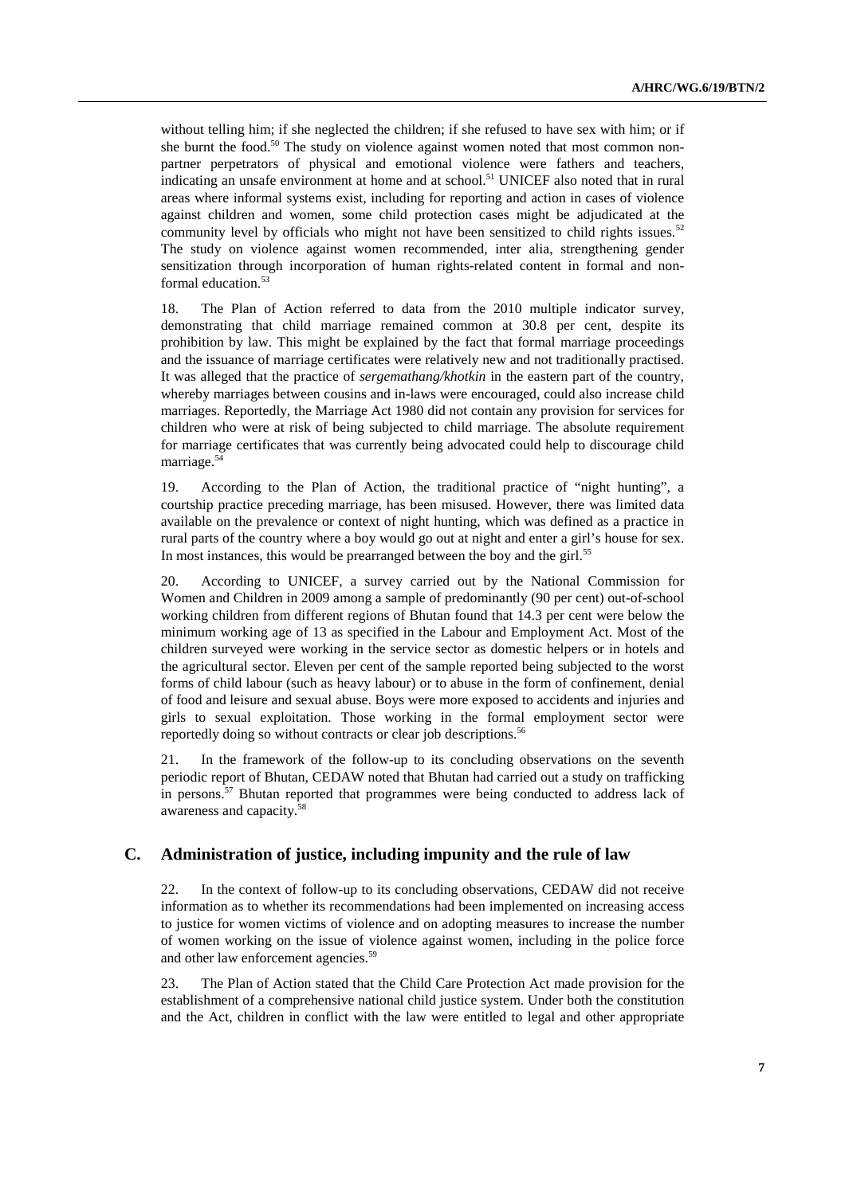without telling him; if she neglected the children; if she refused to have sex with him; or if she burnt the food.[50] The study on violence against women noted that most common non-partner perpetrators of physical and emotional violence were fathers and teachers, indicating an unsafe environment at home and at school.[51] UNICEF also noted that in rural areas where informal systems exist, including for reporting and action in cases of violence against children and women, some child protection cases might be adjudicated at the community level by officials who might not have been sensitized to child rights issues.[52] The study on violence against women recommended, inter alia, strengthening gender sensitization through incorporation of human rights-related content in formal and non-formal education.[53]

18. The Plan of Action referred to data from the 2010 multiple indicator survey, demonstrating that child marriage remained common at 30.8 per cent, despite its prohibition by law. This might be explained by the fact that formal marriage proceedings and the issuance of marriage certificates were relatively new and not traditionally practised. It was alleged that the practice of *sergemathang/khotkin* in the eastern part of the country, whereby marriages between cousins and in-laws were encouraged, could also increase child marriages. Reportedly, the Marriage Act 1980 did not contain any provision for services for children who were at risk of being subjected to child marriage. The absolute requirement for marriage certificates that was currently being advocated could help to discourage child marriage.[54]

19. According to the Plan of Action, the traditional practice of "night hunting", a courtship practice preceding marriage, has been misused. However, there was limited data available on the prevalence or context of night hunting, which was defined as a practice in rural parts of the country where a boy would go out at night and enter a girl's house for sex. In most instances, this would be prearranged between the boy and the girl.[55]

20. According to UNICEF, a survey carried out by the National Commission for Women and Children in 2009 among a sample of predominantly (90 per cent) out-of-school working children from different regions of Bhutan found that 14.3 per cent were below the minimum working age of 13 as specified in the Labour and Employment Act. Most of the children surveyed were working in the service sector as domestic helpers or in hotels and the agricultural sector. Eleven per cent of the sample reported being subjected to the worst forms of child labour (such as heavy labour) or to abuse in the form of confinement, denial of food and leisure and sexual abuse. Boys were more exposed to accidents and injuries and girls to sexual exploitation. Those working in the formal employment sector were reportedly doing so without contracts or clear job descriptions.[56]

21. In the framework of the follow-up to its concluding observations on the seventh periodic report of Bhutan, CEDAW noted that Bhutan had carried out a study on trafficking in persons.[57] Bhutan reported that programmes were being conducted to address lack of awareness and capacity.[58]

## C. Administration of justice, including impunity and the rule of law

22. In the context of follow-up to its concluding observations, CEDAW did not receive information as to whether its recommendations had been implemented on increasing access to justice for women victims of violence and on adopting measures to increase the number of women working on the issue of violence against women, including in the police force and other law enforcement agencies.[59]

23. The Plan of Action stated that the Child Care Protection Act made provision for the establishment of a comprehensive national child justice system. Under both the constitution and the Act, children in conflict with the law were entitled to legal and other appropriate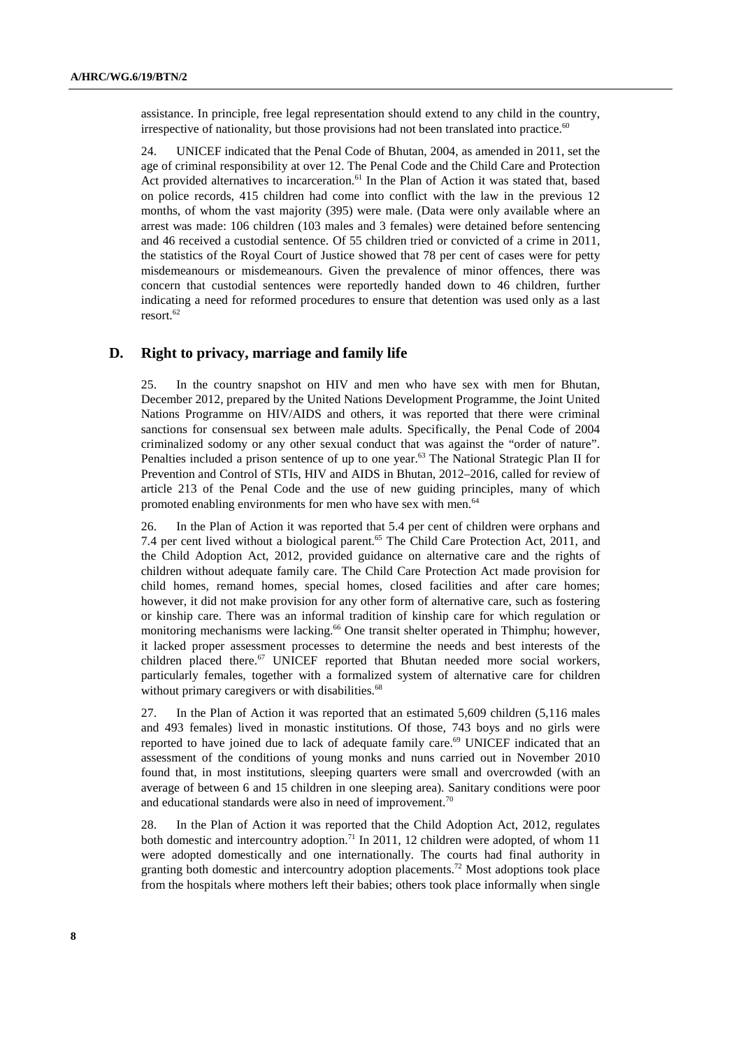assistance. In principle, free legal representation should extend to any child in the country, irrespective of nationality, but those provisions had not been translated into practice.[60]

24. UNICEF indicated that the Penal Code of Bhutan, 2004, as amended in 2011, set the age of criminal responsibility at over 12. The Penal Code and the Child Care and Protection Act provided alternatives to incarceration.[61] In the Plan of Action it was stated that, based on police records, 415 children had come into conflict with the law in the previous 12 months, of whom the vast majority (395) were male. (Data were only available where an arrest was made: 106 children (103 males and 3 females) were detained before sentencing and 46 received a custodial sentence. Of 55 children tried or convicted of a crime in 2011, the statistics of the Royal Court of Justice showed that 78 per cent of cases were for petty misdemeanours or misdemeanours. Given the prevalence of minor offences, there was concern that custodial sentences were reportedly handed down to 46 children, further indicating a need for reformed procedures to ensure that detention was used only as a last resort.[62]

## D. Right to privacy, marriage and family life

25. In the country snapshot on HIV and men who have sex with men for Bhutan, December 2012, prepared by the United Nations Development Programme, the Joint United Nations Programme on HIV/AIDS and others, it was reported that there were criminal sanctions for consensual sex between male adults. Specifically, the Penal Code of 2004 criminalized sodomy or any other sexual conduct that was against the "order of nature". Penalties included a prison sentence of up to one year.[63] The National Strategic Plan II for Prevention and Control of STIs, HIV and AIDS in Bhutan, 2012–2016, called for review of article 213 of the Penal Code and the use of new guiding principles, many of which promoted enabling environments for men who have sex with men.[64]

26. In the Plan of Action it was reported that 5.4 per cent of children were orphans and 7.4 per cent lived without a biological parent.[65] The Child Care Protection Act, 2011, and the Child Adoption Act, 2012, provided guidance on alternative care and the rights of children without adequate family care. The Child Care Protection Act made provision for child homes, remand homes, special homes, closed facilities and after care homes; however, it did not make provision for any other form of alternative care, such as fostering or kinship care. There was an informal tradition of kinship care for which regulation or monitoring mechanisms were lacking.[66] One transit shelter operated in Thimphu; however, it lacked proper assessment processes to determine the needs and best interests of the children placed there.[67] UNICEF reported that Bhutan needed more social workers, particularly females, together with a formalized system of alternative care for children without primary caregivers or with disabilities.[68]

27. In the Plan of Action it was reported that an estimated 5,609 children (5,116 males and 493 females) lived in monastic institutions. Of those, 743 boys and no girls were reported to have joined due to lack of adequate family care.[69] UNICEF indicated that an assessment of the conditions of young monks and nuns carried out in November 2010 found that, in most institutions, sleeping quarters were small and overcrowded (with an average of between 6 and 15 children in one sleeping area). Sanitary conditions were poor and educational standards were also in need of improvement.[70]

28. In the Plan of Action it was reported that the Child Adoption Act, 2012, regulates both domestic and intercountry adoption.[71] In 2011, 12 children were adopted, of whom 11 were adopted domestically and one internationally. The courts had final authority in granting both domestic and intercountry adoption placements.[72] Most adoptions took place from the hospitals where mothers left their babies; others took place informally when single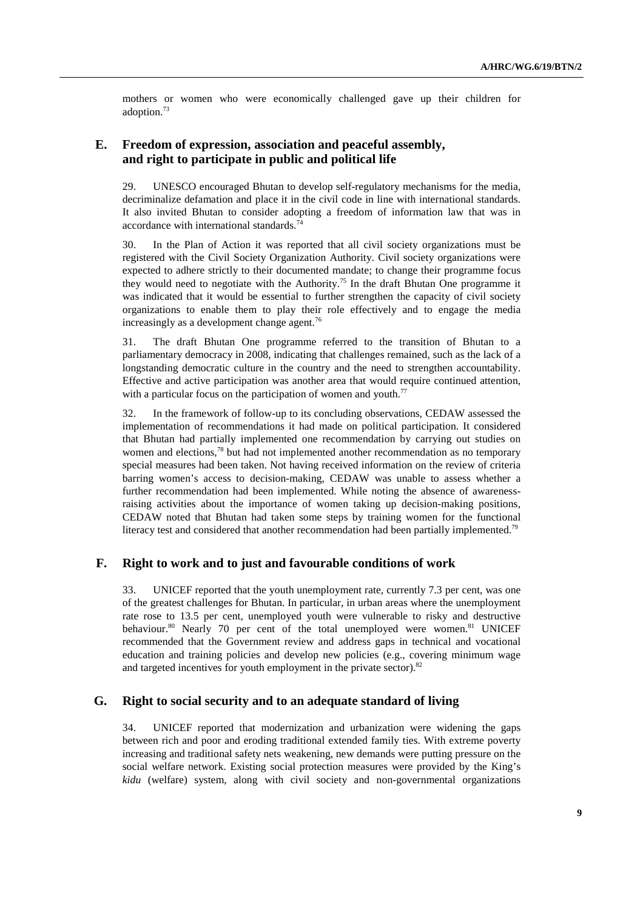mothers or women who were economically challenged gave up their children for adoption.[73]

## E. Freedom of expression, association and peaceful assembly, and right to participate in public and political life

29. UNESCO encouraged Bhutan to develop self-regulatory mechanisms for the media, decriminalize defamation and place it in the civil code in line with international standards. It also invited Bhutan to consider adopting a freedom of information law that was in accordance with international standards.[74]

30. In the Plan of Action it was reported that all civil society organizations must be registered with the Civil Society Organization Authority. Civil society organizations were expected to adhere strictly to their documented mandate; to change their programme focus they would need to negotiate with the Authority.[75] In the draft Bhutan One programme it was indicated that it would be essential to further strengthen the capacity of civil society organizations to enable them to play their role effectively and to engage the media increasingly as a development change agent.[76]

31. The draft Bhutan One programme referred to the transition of Bhutan to a parliamentary democracy in 2008, indicating that challenges remained, such as the lack of a longstanding democratic culture in the country and the need to strengthen accountability. Effective and active participation was another area that would require continued attention, with a particular focus on the participation of women and youth.[77]

32. In the framework of follow-up to its concluding observations, CEDAW assessed the implementation of recommendations it had made on political participation. It considered that Bhutan had partially implemented one recommendation by carrying out studies on women and elections,[78] but had not implemented another recommendation as no temporary special measures had been taken. Not having received information on the review of criteria barring women's access to decision-making, CEDAW was unable to assess whether a further recommendation had been implemented. While noting the absence of awareness-raising activities about the importance of women taking up decision-making positions, CEDAW noted that Bhutan had taken some steps by training women for the functional literacy test and considered that another recommendation had been partially implemented.[79]

## F. Right to work and to just and favourable conditions of work

33. UNICEF reported that the youth unemployment rate, currently 7.3 per cent, was one of the greatest challenges for Bhutan. In particular, in urban areas where the unemployment rate rose to 13.5 per cent, unemployed youth were vulnerable to risky and destructive behaviour.[80] Nearly 70 per cent of the total unemployed were women.[81] UNICEF recommended that the Government review and address gaps in technical and vocational education and training policies and develop new policies (e.g., covering minimum wage and targeted incentives for youth employment in the private sector).[82]

## G. Right to social security and to an adequate standard of living

34. UNICEF reported that modernization and urbanization were widening the gaps between rich and poor and eroding traditional extended family ties. With extreme poverty increasing and traditional safety nets weakening, new demands were putting pressure on the social welfare network. Existing social protection measures were provided by the King's *kidu* (welfare) system, along with civil society and non-governmental organizations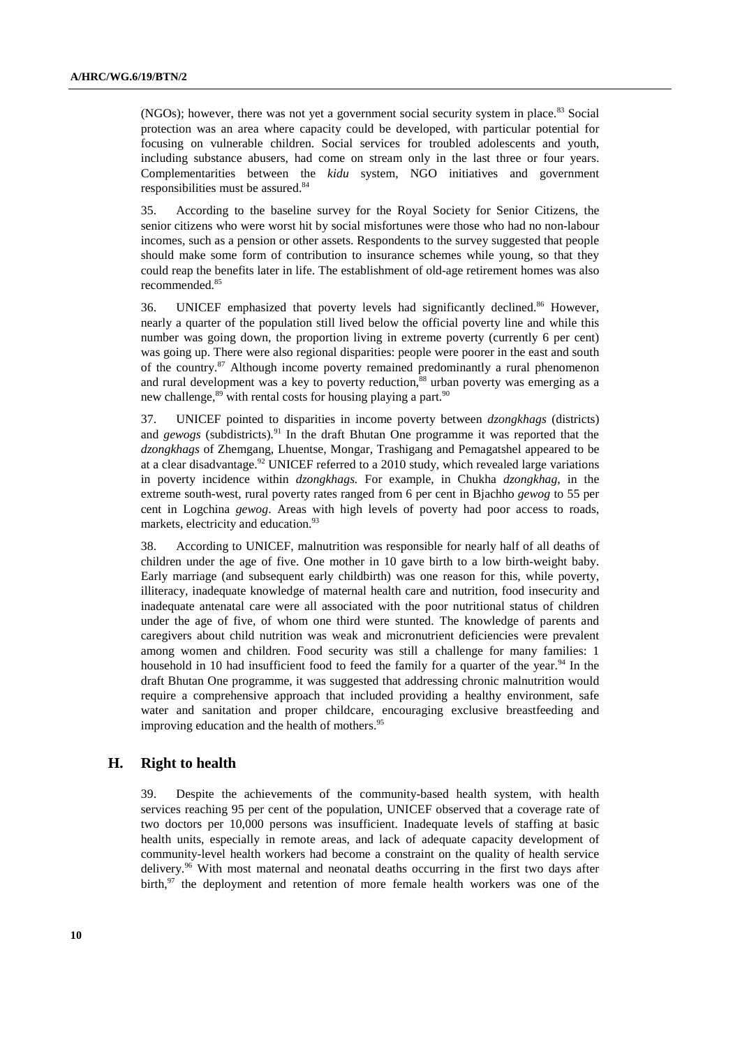(NGOs); however, there was not yet a government social security system in place.[83] Social protection was an area where capacity could be developed, with particular potential for focusing on vulnerable children. Social services for troubled adolescents and youth, including substance abusers, had come on stream only in the last three or four years. Complementarities between the *kidu* system, NGO initiatives and government responsibilities must be assured.[84]

35. According to the baseline survey for the Royal Society for Senior Citizens, the senior citizens who were worst hit by social misfortunes were those who had no non-labour incomes, such as a pension or other assets. Respondents to the survey suggested that people should make some form of contribution to insurance schemes while young, so that they could reap the benefits later in life. The establishment of old-age retirement homes was also recommended.[85]

36. UNICEF emphasized that poverty levels had significantly declined.[86] However, nearly a quarter of the population still lived below the official poverty line and while this number was going down, the proportion living in extreme poverty (currently 6 per cent) was going up. There were also regional disparities: people were poorer in the east and south of the country.[87] Although income poverty remained predominantly a rural phenomenon and rural development was a key to poverty reduction,[88] urban poverty was emerging as a new challenge,[89] with rental costs for housing playing a part.[90]

37. UNICEF pointed to disparities in income poverty between *dzongkhags* (districts) and *gewogs* (subdistricts).[91] In the draft Bhutan One programme it was reported that the *dzongkhags* of Zhemgang, Lhuentse, Mongar, Trashigang and Pemagatshel appeared to be at a clear disadvantage.[92] UNICEF referred to a 2010 study, which revealed large variations in poverty incidence within *dzongkhags.* For example, in Chukha *dzongkhag*, in the extreme south-west, rural poverty rates ranged from 6 per cent in Bjachho *gewog* to 55 per cent in Logchina *gewog*. Areas with high levels of poverty had poor access to roads, markets, electricity and education.[93]

38. According to UNICEF, malnutrition was responsible for nearly half of all deaths of children under the age of five. One mother in 10 gave birth to a low birth-weight baby. Early marriage (and subsequent early childbirth) was one reason for this, while poverty, illiteracy, inadequate knowledge of maternal health care and nutrition, food insecurity and inadequate antenatal care were all associated with the poor nutritional status of children under the age of five, of whom one third were stunted. The knowledge of parents and caregivers about child nutrition was weak and micronutrient deficiencies were prevalent among women and children. Food security was still a challenge for many families: 1 household in 10 had insufficient food to feed the family for a quarter of the year.[94] In the draft Bhutan One programme, it was suggested that addressing chronic malnutrition would require a comprehensive approach that included providing a healthy environment, safe water and sanitation and proper childcare, encouraging exclusive breastfeeding and improving education and the health of mothers.[95]

## H. Right to health

39. Despite the achievements of the community-based health system, with health services reaching 95 per cent of the population, UNICEF observed that a coverage rate of two doctors per 10,000 persons was insufficient. Inadequate levels of staffing at basic health units, especially in remote areas, and lack of adequate capacity development of community-level health workers had become a constraint on the quality of health service delivery.[96] With most maternal and neonatal deaths occurring in the first two days after birth,[97] the deployment and retention of more female health workers was one of the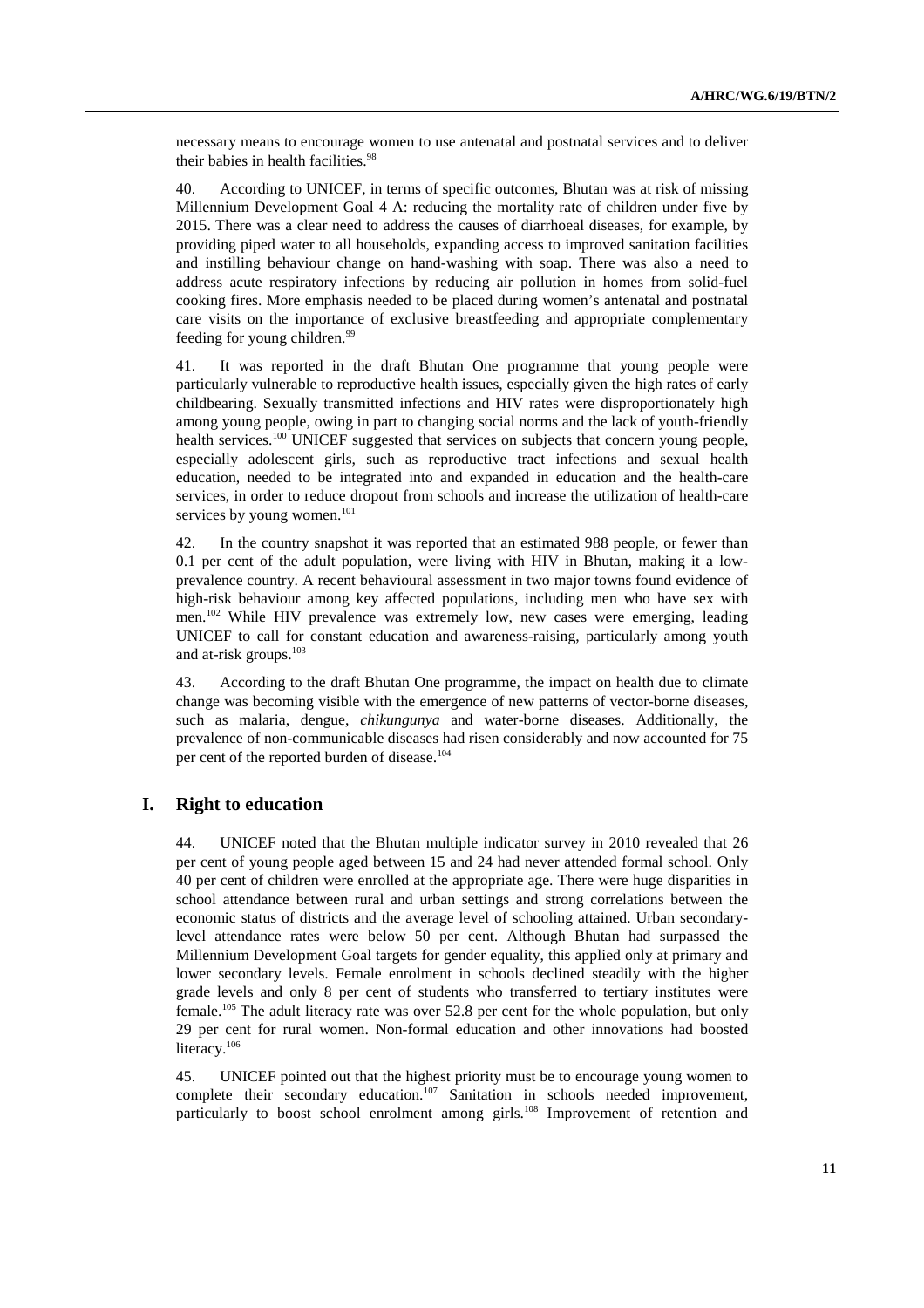necessary means to encourage women to use antenatal and postnatal services and to deliver their babies in health facilities.[98]

40. According to UNICEF, in terms of specific outcomes, Bhutan was at risk of missing Millennium Development Goal 4 A: reducing the mortality rate of children under five by 2015. There was a clear need to address the causes of diarrhoeal diseases, for example, by providing piped water to all households, expanding access to improved sanitation facilities and instilling behaviour change on hand-washing with soap. There was also a need to address acute respiratory infections by reducing air pollution in homes from solid-fuel cooking fires. More emphasis needed to be placed during women's antenatal and postnatal care visits on the importance of exclusive breastfeeding and appropriate complementary feeding for young children.[99]

41. It was reported in the draft Bhutan One programme that young people were particularly vulnerable to reproductive health issues, especially given the high rates of early childbearing. Sexually transmitted infections and HIV rates were disproportionately high among young people, owing in part to changing social norms and the lack of youth-friendly health services.[100] UNICEF suggested that services on subjects that concern young people, especially adolescent girls, such as reproductive tract infections and sexual health education, needed to be integrated into and expanded in education and the health-care services, in order to reduce dropout from schools and increase the utilization of health-care services by young women.[101]

42. In the country snapshot it was reported that an estimated 988 people, or fewer than 0.1 per cent of the adult population, were living with HIV in Bhutan, making it a low-prevalence country. A recent behavioural assessment in two major towns found evidence of high-risk behaviour among key affected populations, including men who have sex with men.[102] While HIV prevalence was extremely low, new cases were emerging, leading UNICEF to call for constant education and awareness-raising, particularly among youth and at-risk groups.[103]

43. According to the draft Bhutan One programme, the impact on health due to climate change was becoming visible with the emergence of new patterns of vector-borne diseases, such as malaria, dengue, *chikungunya* and water-borne diseases. Additionally, the prevalence of non-communicable diseases had risen considerably and now accounted for 75 per cent of the reported burden of disease.[104]

## I. Right to education

44. UNICEF noted that the Bhutan multiple indicator survey in 2010 revealed that 26 per cent of young people aged between 15 and 24 had never attended formal school. Only 40 per cent of children were enrolled at the appropriate age. There were huge disparities in school attendance between rural and urban settings and strong correlations between the economic status of districts and the average level of schooling attained. Urban secondary-level attendance rates were below 50 per cent. Although Bhutan had surpassed the Millennium Development Goal targets for gender equality, this applied only at primary and lower secondary levels. Female enrolment in schools declined steadily with the higher grade levels and only 8 per cent of students who transferred to tertiary institutes were female.[105] The adult literacy rate was over 52.8 per cent for the whole population, but only 29 per cent for rural women. Non-formal education and other innovations had boosted literacy.[106]

45. UNICEF pointed out that the highest priority must be to encourage young women to complete their secondary education.[107] Sanitation in schools needed improvement, particularly to boost school enrolment among girls.[108] Improvement of retention and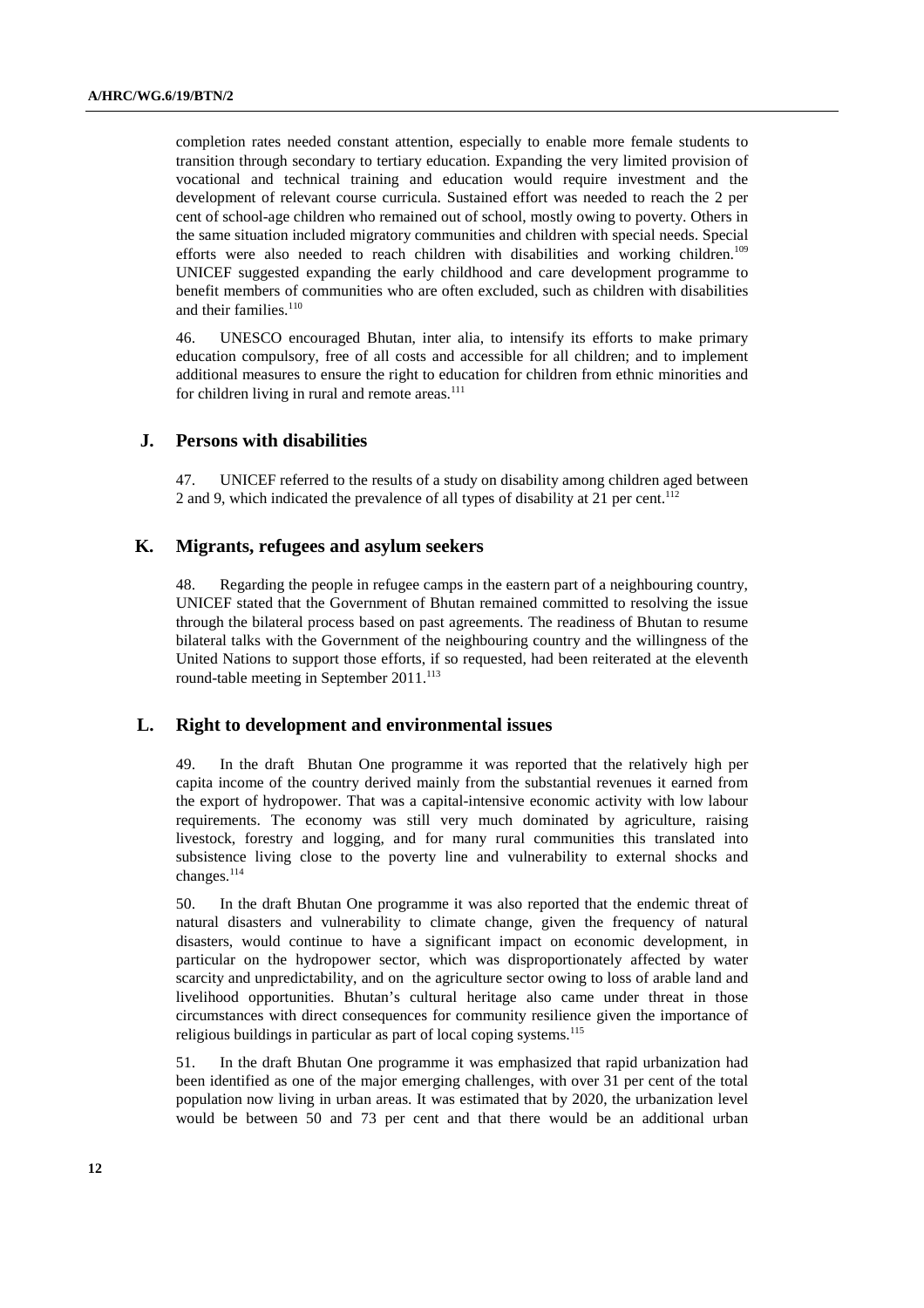completion rates needed constant attention, especially to enable more female students to transition through secondary to tertiary education. Expanding the very limited provision of vocational and technical training and education would require investment and the development of relevant course curricula. Sustained effort was needed to reach the 2 per cent of school-age children who remained out of school, mostly owing to poverty. Others in the same situation included migratory communities and children with special needs. Special efforts were also needed to reach children with disabilities and working children.[109] UNICEF suggested expanding the early childhood and care development programme to benefit members of communities who are often excluded, such as children with disabilities and their families.[110]

46. UNESCO encouraged Bhutan, inter alia, to intensify its efforts to make primary education compulsory, free of all costs and accessible for all children; and to implement additional measures to ensure the right to education for children from ethnic minorities and for children living in rural and remote areas.[111]

## J. Persons with disabilities

47. UNICEF referred to the results of a study on disability among children aged between 2 and 9, which indicated the prevalence of all types of disability at 21 per cent.[112]

## K. Migrants, refugees and asylum seekers

48. Regarding the people in refugee camps in the eastern part of a neighbouring country, UNICEF stated that the Government of Bhutan remained committed to resolving the issue through the bilateral process based on past agreements. The readiness of Bhutan to resume bilateral talks with the Government of the neighbouring country and the willingness of the United Nations to support those efforts, if so requested, had been reiterated at the eleventh round-table meeting in September 2011.[113]

## L. Right to development and environmental issues

49. In the draft Bhutan One programme it was reported that the relatively high per capita income of the country derived mainly from the substantial revenues it earned from the export of hydropower. That was a capital-intensive economic activity with low labour requirements. The economy was still very much dominated by agriculture, raising livestock, forestry and logging, and for many rural communities this translated into subsistence living close to the poverty line and vulnerability to external shocks and changes.[114]

50. In the draft Bhutan One programme it was also reported that the endemic threat of natural disasters and vulnerability to climate change, given the frequency of natural disasters, would continue to have a significant impact on economic development, in particular on the hydropower sector, which was disproportionately affected by water scarcity and unpredictability, and on the agriculture sector owing to loss of arable land and livelihood opportunities. Bhutan's cultural heritage also came under threat in those circumstances with direct consequences for community resilience given the importance of religious buildings in particular as part of local coping systems.[115]

51. In the draft Bhutan One programme it was emphasized that rapid urbanization had been identified as one of the major emerging challenges, with over 31 per cent of the total population now living in urban areas. It was estimated that by 2020, the urbanization level would be between 50 and 73 per cent and that there would be an additional urban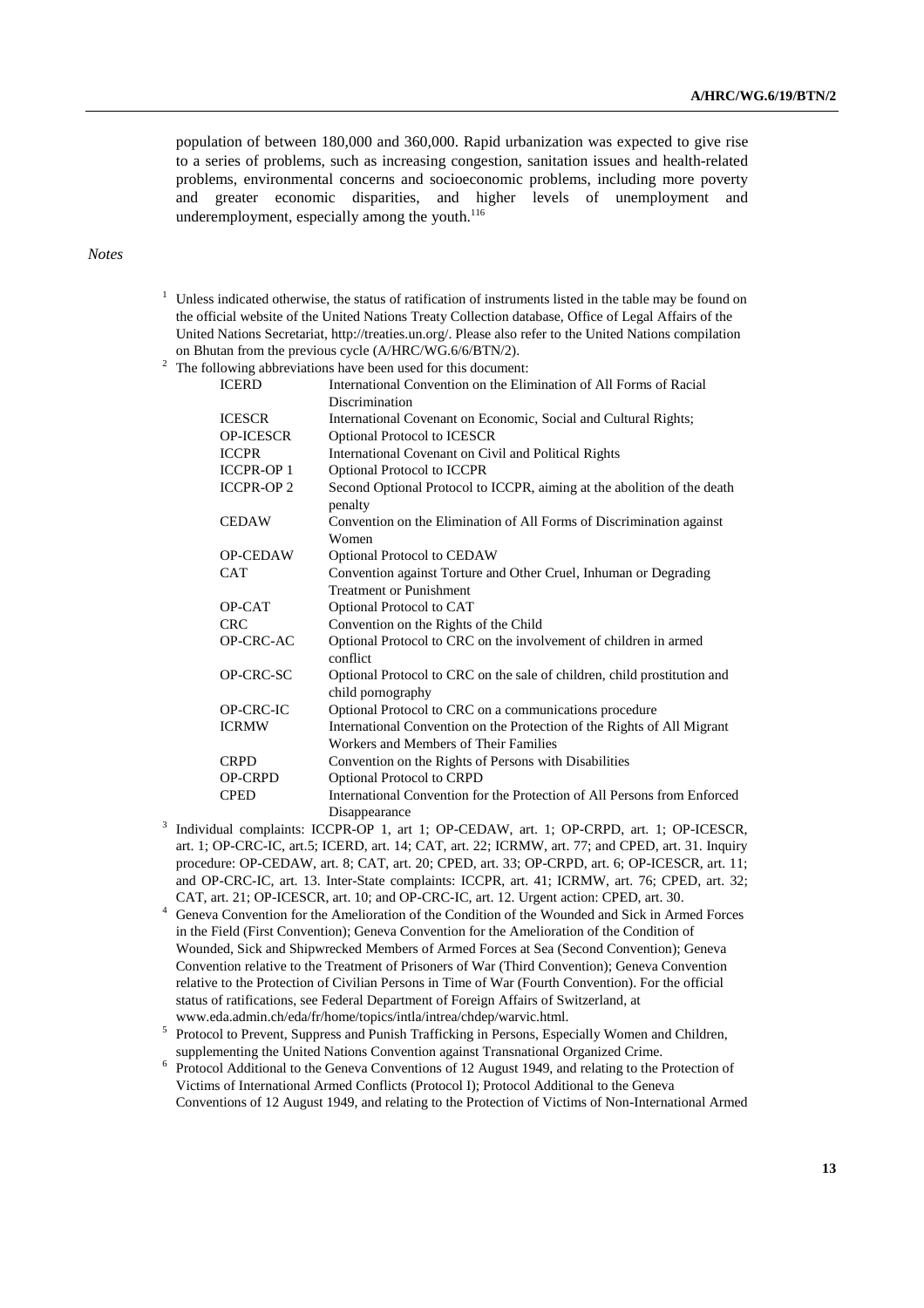population of between 180,000 and 360,000. Rapid urbanization was expected to give rise to a series of problems, such as increasing congestion, sanitation issues and health-related problems, environmental concerns and socioeconomic problems, including more poverty and greater economic disparities, and higher levels of unemployment and underemployment, especially among the youth.[116]

*Notes*

[1] Unless indicated otherwise, the status of ratification of instruments listed in the table may be found on the official website of the United Nations Treaty Collection database, Office of Legal Affairs of the United Nations Secretariat, http://treaties.un.org/. Please also refer to the United Nations compilation on Bhutan from the previous cycle (A/HRC/WG.6/6/BTN/2).

[2] The following abbreviations have been used for this document:

| | |
|---|---|
| ICERD | International Convention on the Elimination of All Forms of Racial Discrimination |
| ICESCR | International Covenant on Economic, Social and Cultural Rights; |
| OP-ICESCR | Optional Protocol to ICESCR |
| ICCPR | International Covenant on Civil and Political Rights |
| ICCPR-OP 1 | Optional Protocol to ICCPR |
| ICCPR-OP 2 | Second Optional Protocol to ICCPR, aiming at the abolition of the death penalty |
| CEDAW | Convention on the Elimination of All Forms of Discrimination against Women |
| OP-CEDAW | Optional Protocol to CEDAW |
| CAT | Convention against Torture and Other Cruel, Inhuman or Degrading Treatment or Punishment |
| OP-CAT | Optional Protocol to CAT |
| CRC | Convention on the Rights of the Child |
| OP-CRC-AC | Optional Protocol to CRC on the involvement of children in armed conflict |
| OP-CRC-SC | Optional Protocol to CRC on the sale of children, child prostitution and child pornography |
| OP-CRC-IC | Optional Protocol to CRC on a communications procedure |
| ICRMW | International Convention on the Protection of the Rights of All Migrant Workers and Members of Their Families |
| CRPD | Convention on the Rights of Persons with Disabilities |
| OP-CRPD | Optional Protocol to CRPD |
| CPED | International Convention for the Protection of All Persons from Enforced Disappearance |

[3] Individual complaints: ICCPR-OP 1, art 1; OP-CEDAW, art. 1; OP-CRPD, art. 1; OP-ICESCR, art. 1; OP-CRC-IC, art.5; ICERD, art. 14; CAT, art. 22; ICRMW, art. 77; and CPED, art. 31. Inquiry procedure: OP-CEDAW, art. 8; CAT, art. 20; CPED, art. 33; OP-CRPD, art. 6; OP-ICESCR, art. 11; and OP-CRC-IC, art. 13. Inter-State complaints: ICCPR, art. 41; ICRMW, art. 76; CPED, art. 32; CAT, art. 21; OP-ICESCR, art. 10; and OP-CRC-IC, art. 12. Urgent action: CPED, art. 30.

[4] Geneva Convention for the Amelioration of the Condition of the Wounded and Sick in Armed Forces in the Field (First Convention); Geneva Convention for the Amelioration of the Condition of Wounded, Sick and Shipwrecked Members of Armed Forces at Sea (Second Convention); Geneva Convention relative to the Treatment of Prisoners of War (Third Convention); Geneva Convention relative to the Protection of Civilian Persons in Time of War (Fourth Convention). For the official status of ratifications, see Federal Department of Foreign Affairs of Switzerland, at www.eda.admin.ch/eda/fr/home/topics/intla/intrea/chdep/warvic.html.

[5] Protocol to Prevent, Suppress and Punish Trafficking in Persons, Especially Women and Children, supplementing the United Nations Convention against Transnational Organized Crime.

[6] Protocol Additional to the Geneva Conventions of 12 August 1949, and relating to the Protection of Victims of International Armed Conflicts (Protocol I); Protocol Additional to the Geneva Conventions of 12 August 1949, and relating to the Protection of Victims of Non-International Armed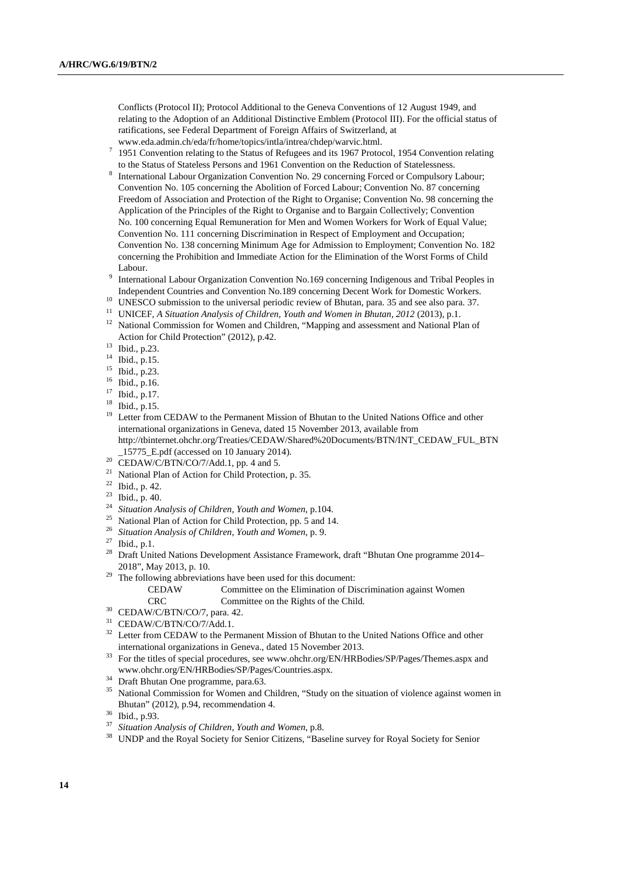Conflicts (Protocol II); Protocol Additional to the Geneva Conventions of 12 August 1949, and relating to the Adoption of an Additional Distinctive Emblem (Protocol III). For the official status of ratifications, see Federal Department of Foreign Affairs of Switzerland, at www.eda.admin.ch/eda/fr/home/topics/intla/intrea/chdep/warvic.html.

[7] 1951 Convention relating to the Status of Refugees and its 1967 Protocol, 1954 Convention relating to the Status of Stateless Persons and 1961 Convention on the Reduction of Statelessness.

[8] International Labour Organization Convention No. 29 concerning Forced or Compulsory Labour; Convention No. 105 concerning the Abolition of Forced Labour; Convention No. 87 concerning Freedom of Association and Protection of the Right to Organise; Convention No. 98 concerning the Application of the Principles of the Right to Organise and to Bargain Collectively; Convention No. 100 concerning Equal Remuneration for Men and Women Workers for Work of Equal Value; Convention No. 111 concerning Discrimination in Respect of Employment and Occupation; Convention No. 138 concerning Minimum Age for Admission to Employment; Convention No. 182 concerning the Prohibition and Immediate Action for the Elimination of the Worst Forms of Child Labour.

[9] International Labour Organization Convention No.169 concerning Indigenous and Tribal Peoples in Independent Countries and Convention No.189 concerning Decent Work for Domestic Workers.

[10] UNESCO submission to the universal periodic review of Bhutan, para. 35 and see also para. 37.

[11] UNICEF, *A Situation Analysis of Children, Youth and Women in Bhutan, 2012* (2013), p.1.

[12] National Commission for Women and Children, "Mapping and assessment and National Plan of Action for Child Protection" (2012), p.42.

[13] Ibid., p.23.

[14] Ibid., p.15.

[15] Ibid., p.23.

[16] Ibid., p.16.

[17] Ibid., p.17.

[18] Ibid., p.15.

[19] Letter from CEDAW to the Permanent Mission of Bhutan to the United Nations Office and other international organizations in Geneva, dated 15 November 2013, available from http://tbinternet.ohchr.org/Treaties/CEDAW/Shared%20Documents/BTN/INT_CEDAW_FUL_BTN_15775_E.pdf (accessed on 10 January 2014).

[20] CEDAW/C/BTN/CO/7/Add.1, pp. 4 and 5.

[21] National Plan of Action for Child Protection, p. 35.

[22] Ibid., p. 42.

[23] Ibid., p. 40.

[24] *Situation Analysis of Children, Youth and Women*, p.104.

[25] National Plan of Action for Child Protection, pp. 5 and 14.

[26] *Situation Analysis of Children, Youth and Women*, p. 9.

[27] Ibid., p.1.

[28] Draft United Nations Development Assistance Framework, draft "Bhutan One programme 2014–2018", May 2013, p. 10.

[29] The following abbreviations have been used for this document:

| | |
|---|---|
| CEDAW | Committee on the Elimination of Discrimination against Women |
| CRC | Committee on the Rights of the Child. |

[30] CEDAW/C/BTN/CO/7, para. 42.

[31] CEDAW/C/BTN/CO/7/Add.1.

[32] Letter from CEDAW to the Permanent Mission of Bhutan to the United Nations Office and other international organizations in Geneva., dated 15 November 2013.

[33] For the titles of special procedures, see www.ohchr.org/EN/HRBodies/SP/Pages/Themes.aspx and www.ohchr.org/EN/HRBodies/SP/Pages/Countries.aspx.

[34] Draft Bhutan One programme, para.63.

[35] National Commission for Women and Children, "Study on the situation of violence against women in Bhutan" (2012), p.94, recommendation 4.

[36] Ibid., p.93.

[37] *Situation Analysis of Children, Youth and Women*, p.8.

[38] UNDP and the Royal Society for Senior Citizens, "Baseline survey for Royal Society for Senior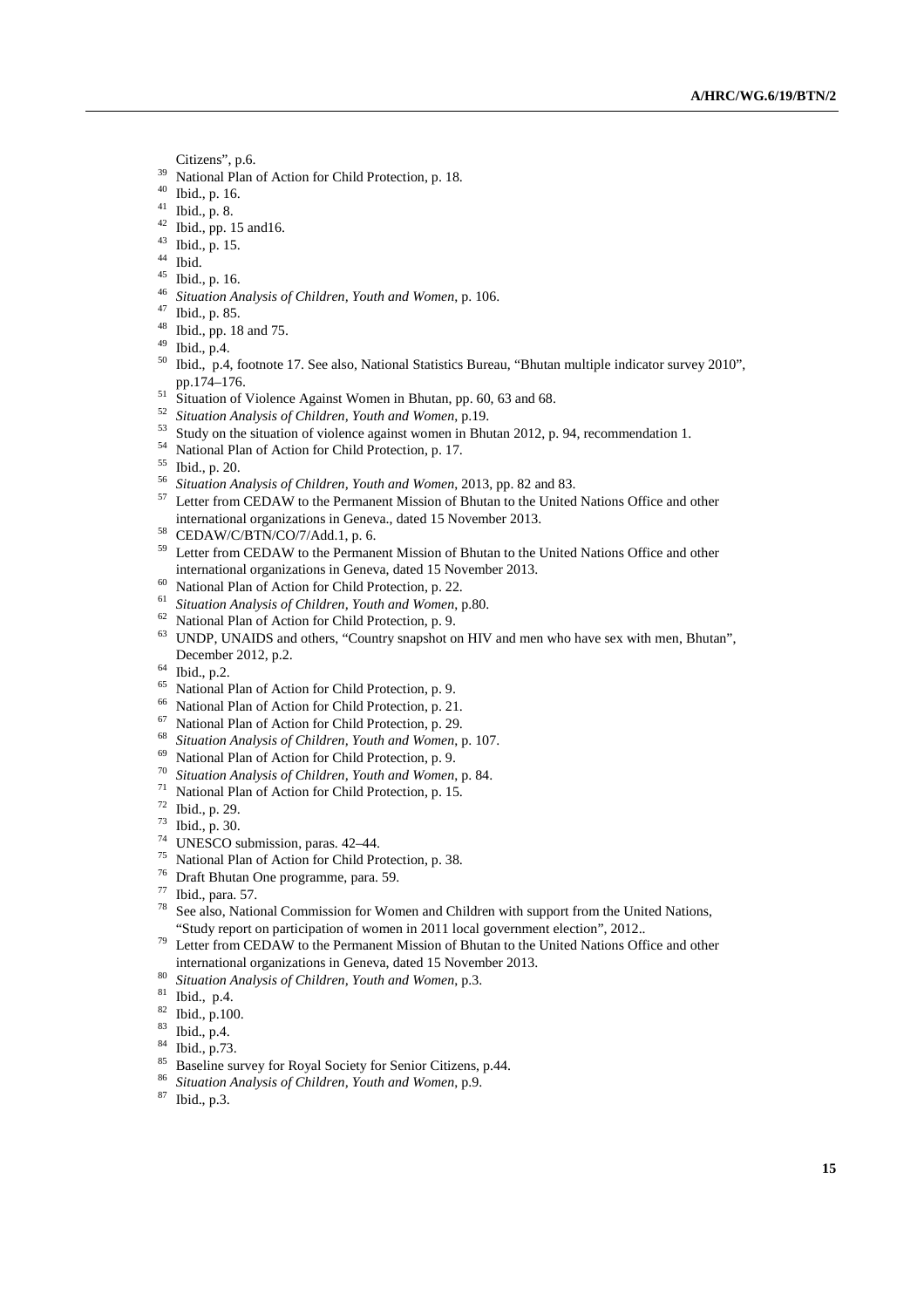Citizens", p.6.

[39] National Plan of Action for Child Protection, p. 18.
[40] Ibid., p. 16.
[41] Ibid., p. 8.
[42] Ibid., pp. 15 and16.
[43] Ibid., p. 15.
[44] Ibid.
[45] Ibid., p. 16.
[46] *Situation Analysis of Children, Youth and Women*, p. 106.
[47] Ibid., p. 85.
[48] Ibid., pp. 18 and 75.
[49] Ibid., p.4.
[50] Ibid., p.4, footnote 17. See also, National Statistics Bureau, "Bhutan multiple indicator survey 2010", pp.174–176.
[51] Situation of Violence Against Women in Bhutan, pp. 60, 63 and 68.
[52] *Situation Analysis of Children, Youth and Women*, p.19.
[53] Study on the situation of violence against women in Bhutan 2012, p. 94, recommendation 1.
[54] National Plan of Action for Child Protection, p. 17.
[55] Ibid., p. 20.
[56] *Situation Analysis of Children, Youth and Women*, 2013, pp. 82 and 83.
[57] Letter from CEDAW to the Permanent Mission of Bhutan to the United Nations Office and other international organizations in Geneva., dated 15 November 2013.
[58] CEDAW/C/BTN/CO/7/Add.1, p. 6.
[59] Letter from CEDAW to the Permanent Mission of Bhutan to the United Nations Office and other international organizations in Geneva, dated 15 November 2013.
[60] National Plan of Action for Child Protection, p. 22.
[61] *Situation Analysis of Children, Youth and Women*, p.80.
[62] National Plan of Action for Child Protection, p. 9.
[63] UNDP, UNAIDS and others, "Country snapshot on HIV and men who have sex with men, Bhutan", December 2012, p.2.
[64] Ibid., p.2.
[65] National Plan of Action for Child Protection, p. 9.
[66] National Plan of Action for Child Protection, p. 21.
[67] National Plan of Action for Child Protection, p. 29.
[68] *Situation Analysis of Children, Youth and Women*, p. 107.
[69] National Plan of Action for Child Protection, p. 9.
[70] *Situation Analysis of Children, Youth and Women*, p. 84.
[71] National Plan of Action for Child Protection, p. 15.
[72] Ibid., p. 29.
[73] Ibid., p. 30.
[74] UNESCO submission, paras. 42–44.
[75] National Plan of Action for Child Protection, p. 38.
[76] Draft Bhutan One programme, para. 59.
[77] Ibid., para. 57.
[78] See also, National Commission for Women and Children with support from the United Nations, "Study report on participation of women in 2011 local government election", 2012..
[79] Letter from CEDAW to the Permanent Mission of Bhutan to the United Nations Office and other international organizations in Geneva, dated 15 November 2013.
[80] *Situation Analysis of Children, Youth and Women*, p.3.
[81] Ibid., p.4.
[82] Ibid., p.100.
[83] Ibid., p.4.
[84] Ibid., p.73.
[85] Baseline survey for Royal Society for Senior Citizens, p.44.
[86] *Situation Analysis of Children, Youth and Women*, p.9.
[87] Ibid., p.3.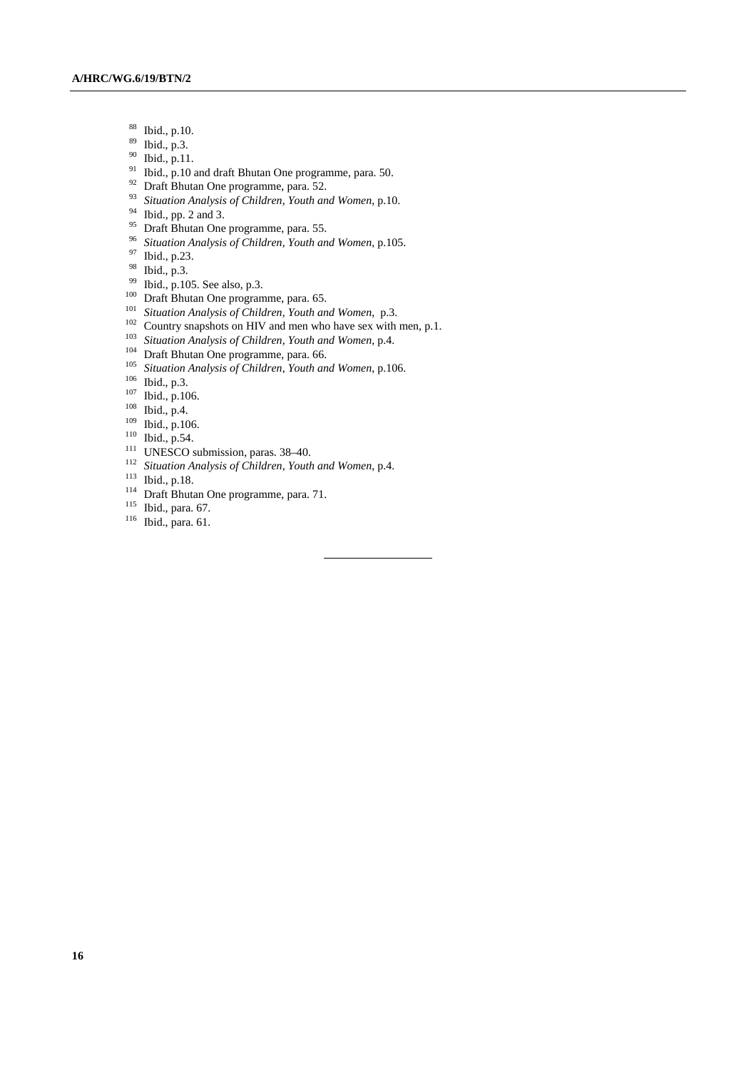[88] Ibid., p.10.
[89] Ibid., p.3.
[90] Ibid., p.11.
[91] Ibid., p.10 and draft Bhutan One programme, para. 50.
[92] Draft Bhutan One programme, para. 52.
[93] *Situation Analysis of Children, Youth and Women*, p.10.
[94] Ibid., pp. 2 and 3.
[95] Draft Bhutan One programme, para. 55.
[96] *Situation Analysis of Children, Youth and Women*, p.105.
[97] Ibid., p.23.
[98] Ibid., p.3.
[99] Ibid., p.105. See also, p.3.
[100] Draft Bhutan One programme, para. 65.
[101] *Situation Analysis of Children, Youth and Women*, p.3.
[102] Country snapshots on HIV and men who have sex with men, p.1.
[103] *Situation Analysis of Children, Youth and Women*, p.4.
[104] Draft Bhutan One programme, para. 66.
[105] *Situation Analysis of Children, Youth and Women*, p.106.
[106] Ibid., p.3.
[107] Ibid., p.106.
[108] Ibid., p.4.
[109] Ibid., p.106.
[110] Ibid., p.54.
[111] UNESCO submission, paras. 38–40.
[112] *Situation Analysis of Children, Youth and Women*, p.4.
[113] Ibid., p.18.
[114] Draft Bhutan One programme, para. 71.
[115] Ibid., para. 67.
[116] Ibid., para. 61.